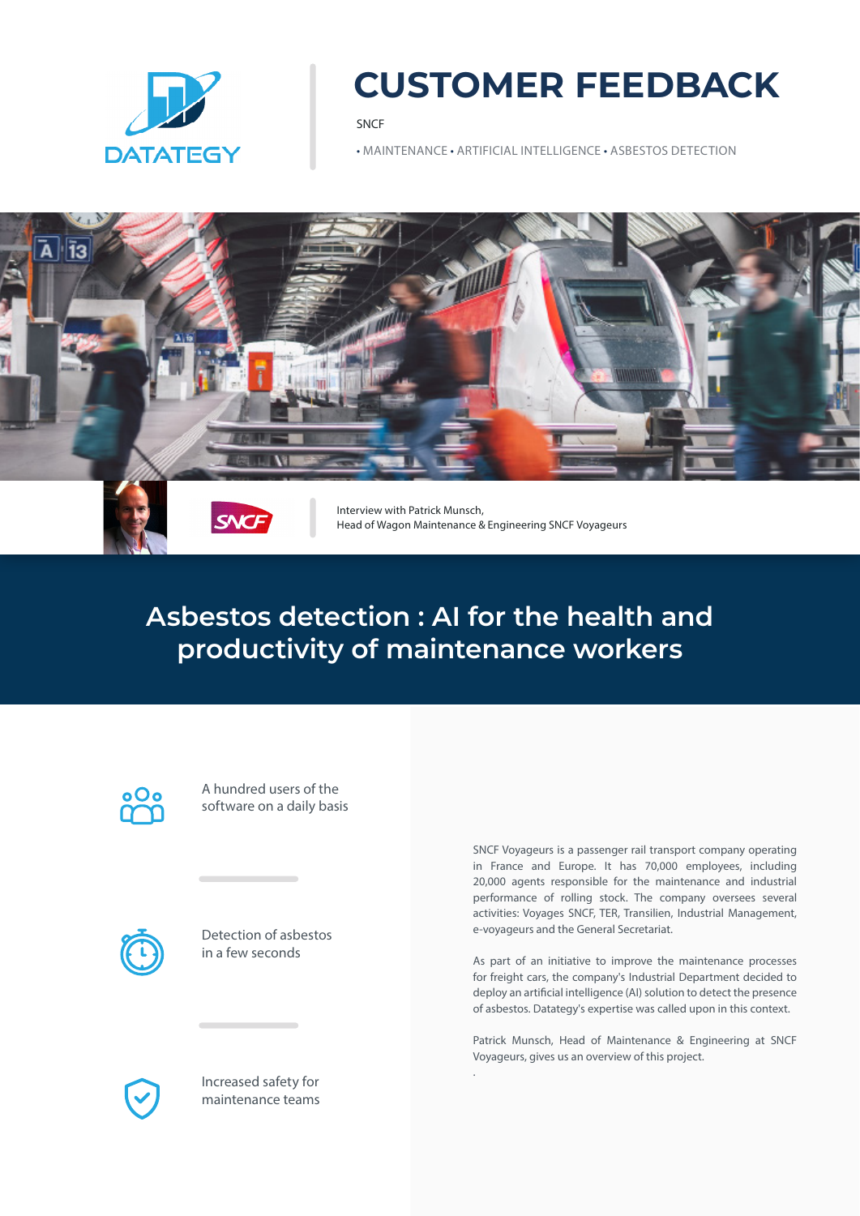DATATEGY

# CUSTOMER FEEDBACK

SNCF

• MAINTENANCE • ARTIFICIAL INTELLIGENCE • ASBESTOS DETECTION

Interview with Patrick Munsch,
Head of Wagon Maintenance & Engineering SNCF Voyageurs

## Asbestos detection : AI for the health and productivity of maintenance workers

A hundred users of the software on a daily basis

Detection of asbestos in a few seconds

Increased safety for maintenance teams

SNCF Voyageurs is a passenger rail transport company operating in France and Europe. It has 70,000 employees, including 20,000 agents responsible for the maintenance and industrial performance of rolling stock. The company oversees several activities: Voyages SNCF, TER, Transilien, Industrial Management, e-voyageurs and the General Secretariat.

As part of an initiative to improve the maintenance processes for freight cars, the company's Industrial Department decided to deploy an artificial intelligence (AI) solution to detect the presence of asbestos. Datategy's expertise was called upon in this context.

Patrick Munsch, Head of Maintenance & Engineering at SNCF Voyageurs, gives us an overview of this project.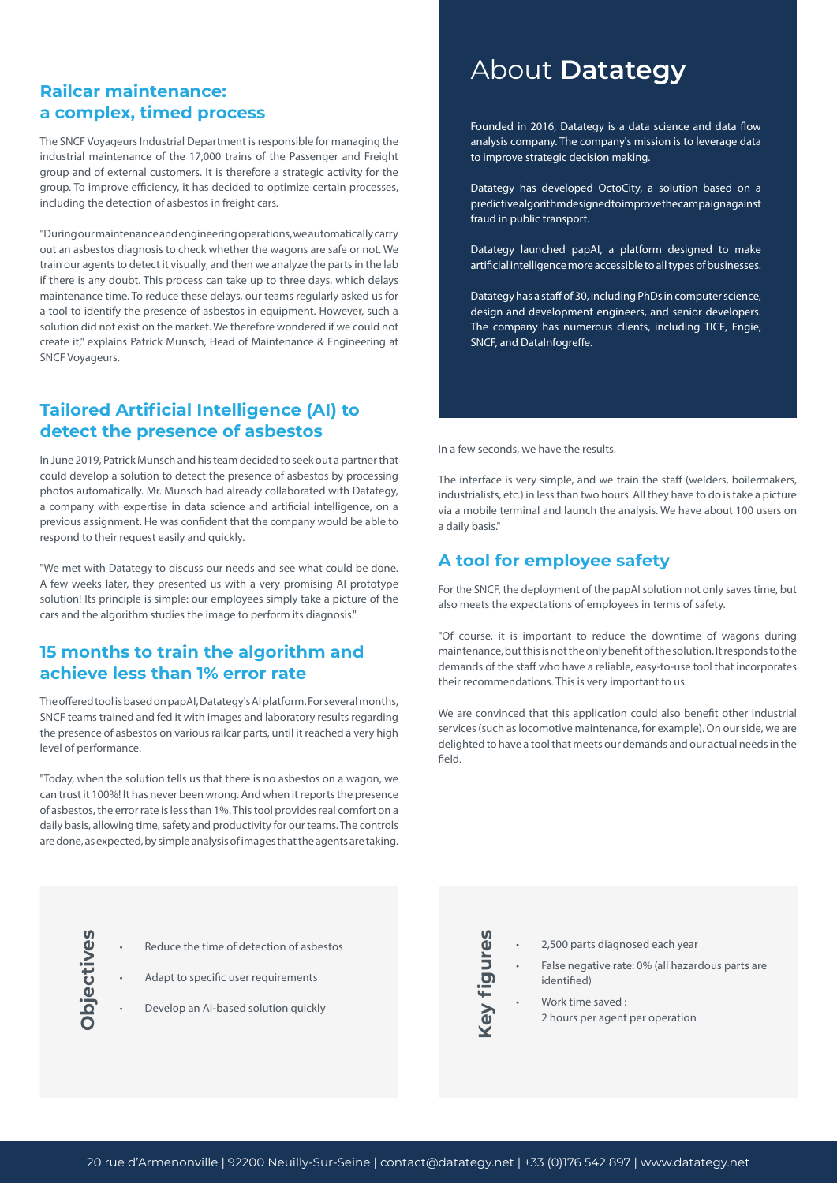## Railcar maintenance: a complex, timed process

The SNCF Voyageurs Industrial Department is responsible for managing the industrial maintenance of the 17,000 trains of the Passenger and Freight group and of external customers. It is therefore a strategic activity for the group. To improve efficiency, it has decided to optimize certain processes, including the detection of asbestos in freight cars.

"During our maintenance and engineering operations, we automatically carry out an asbestos diagnosis to check whether the wagons are safe or not. We train our agents to detect it visually, and then we analyze the parts in the lab if there is any doubt. This process can take up to three days, which delays maintenance time. To reduce these delays, our teams regularly asked us for a tool to identify the presence of asbestos in equipment. However, such a solution did not exist on the market. We therefore wondered if we could not create it," explains Patrick Munsch, Head of Maintenance & Engineering at SNCF Voyageurs.

## Tailored Artificial Intelligence (AI) to detect the presence of asbestos

In June 2019, Patrick Munsch and his team decided to seek out a partner that could develop a solution to detect the presence of asbestos by processing photos automatically. Mr. Munsch had already collaborated with Datategy, a company with expertise in data science and artificial intelligence, on a previous assignment. He was confident that the company would be able to respond to their request easily and quickly.

"We met with Datategy to discuss our needs and see what could be done. A few weeks later, they presented us with a very promising AI prototype solution! Its principle is simple: our employees simply take a picture of the cars and the algorithm studies the image to perform its diagnosis."

## 15 months to train the algorithm and achieve less than 1% error rate

The offered tool is based on papAI, Datategy's AI platform. For several months, SNCF teams trained and fed it with images and laboratory results regarding the presence of asbestos on various railcar parts, until it reached a very high level of performance.

"Today, when the solution tells us that there is no asbestos on a wagon, we can trust it 100%! It has never been wrong. And when it reports the presence of asbestos, the error rate is less than 1%. This tool provides real comfort on a daily basis, allowing time, safety and productivity for our teams. The controls are done, as expected, by simple analysis of images that the agents are taking. In a few seconds, we have the results.

The interface is very simple, and we train the staff (welders, boilermakers, industrialists, etc.) in less than two hours. All they have to do is take a picture via a mobile terminal and launch the analysis. We have about 100 users on a daily basis."

## A tool for employee safety

For the SNCF, the deployment of the papAI solution not only saves time, but also meets the expectations of employees in terms of safety.

"Of course, it is important to reduce the downtime of wagons during maintenance, but this is not the only benefit of the solution. It responds to the demands of the staff who have a reliable, easy-to-use tool that incorporates their recommendations. This is very important to us.

We are convinced that this application could also benefit other industrial services (such as locomotive maintenance, for example). On our side, we are delighted to have a tool that meets our demands and our actual needs in the field.

# About **Datategy**

Founded in 2016, Datategy is a data science and data flow analysis company. The company's mission is to leverage data to improve strategic decision making.

Datategy has developed OctoCity, a solution based on a predictive algorithm designed to improve the campaign against fraud in public transport.

Datategy launched papAI, a platform designed to make artificial intelligence more accessible to all types of businesses.

Datategy has a staff of 30, including PhDs in computer science, design and development engineers, and senior developers. The company has numerous clients, including TICE, Engie, SNCF, and DataInfogreffe.

### Objectives

- Reduce the time of detection of asbestos
- Adapt to specific user requirements
- Develop an AI-based solution quickly

### Key figures

- 2,500 parts diagnosed each year
- False negative rate: 0% (all hazardous parts are identified)
- Work time saved : 2 hours per agent per operation

20 rue d'Armenonville | 92200 Neuilly-Sur-Seine | contact@datategy.net | +33 (0)176 542 897 | www.datategy.net